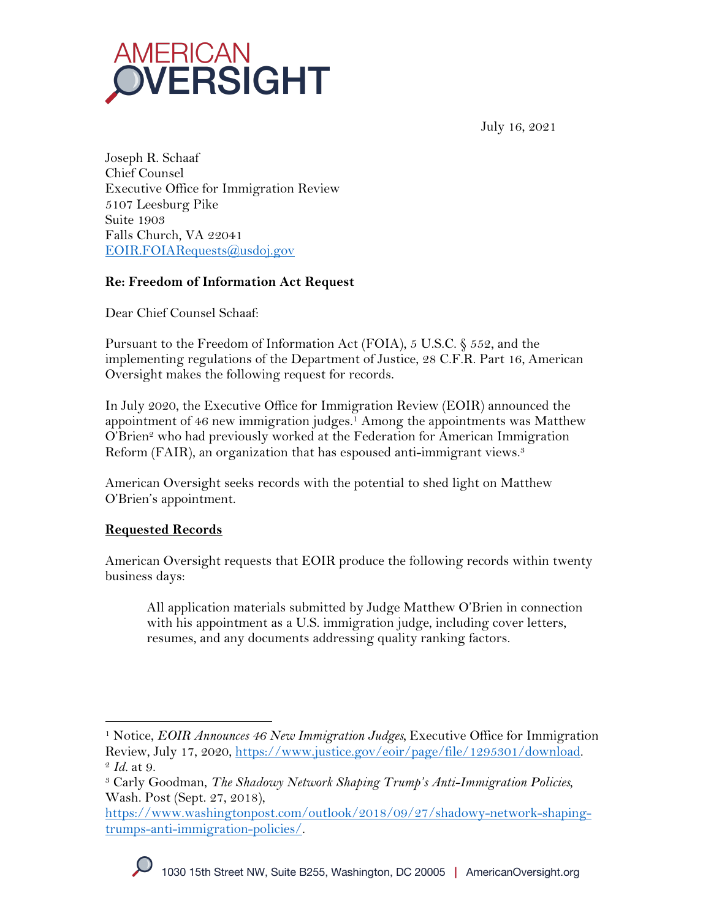AMERICAN OVERSIGHT

July 16, 2021

Joseph R. Schaaf
Chief Counsel
Executive Office for Immigration Review
5107 Leesburg Pike
Suite 1903
Falls Church, VA 22041
EOIR.FOIARequests@usdoj.gov

**Re: Freedom of Information Act Request**

Dear Chief Counsel Schaaf:

Pursuant to the Freedom of Information Act (FOIA), 5 U.S.C. § 552, and the implementing regulations of the Department of Justice, 28 C.F.R. Part 16, American Oversight makes the following request for records.

In July 2020, the Executive Office for Immigration Review (EOIR) announced the appointment of 46 new immigration judges.[1] Among the appointments was Matthew O'Brien[2] who had previously worked at the Federation for American Immigration Reform (FAIR), an organization that has espoused anti-immigrant views.[3]

American Oversight seeks records with the potential to shed light on Matthew O'Brien's appointment.

**Requested Records**

American Oversight requests that EOIR produce the following records within twenty business days:

> All application materials submitted by Judge Matthew O'Brien in connection with his appointment as a U.S. immigration judge, including cover letters, resumes, and any documents addressing quality ranking factors.

---

[1] Notice, *EOIR Announces 46 New Immigration Judges*, Executive Office for Immigration Review, July 17, 2020, https://www.justice.gov/eoir/page/file/1295301/download.

[2] *Id.* at 9.

[3] Carly Goodman, *The Shadowy Network Shaping Trump's Anti-Immigration Policies*, Wash. Post (Sept. 27, 2018), https://www.washingtonpost.com/outlook/2018/09/27/shadowy-network-shaping-trumps-anti-immigration-policies/.

1030 15th Street NW, Suite B255, Washington, DC 20005 | AmericanOversight.org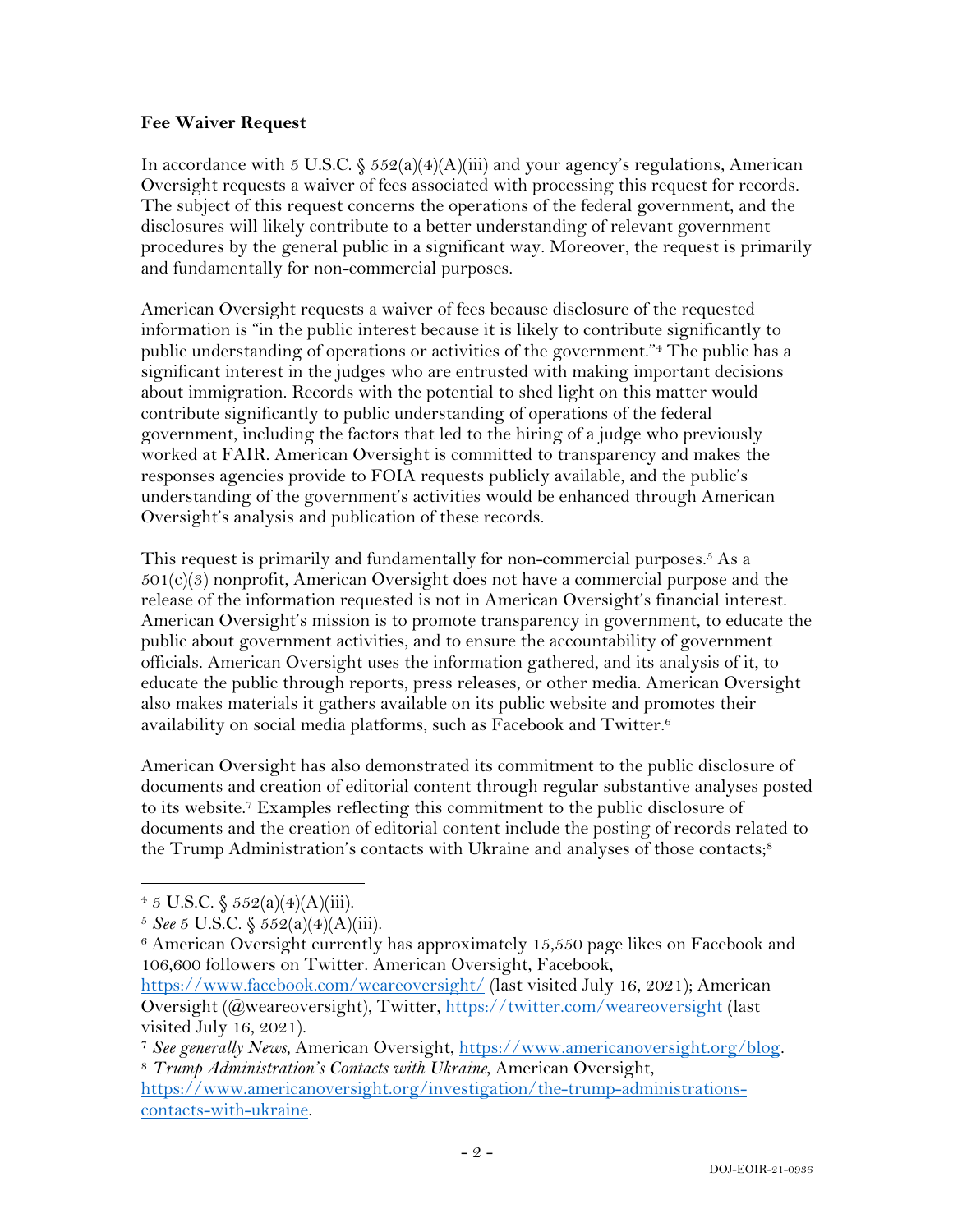**Fee Waiver Request**

In accordance with 5 U.S.C. § 552(a)(4)(A)(iii) and your agency's regulations, American Oversight requests a waiver of fees associated with processing this request for records. The subject of this request concerns the operations of the federal government, and the disclosures will likely contribute to a better understanding of relevant government procedures by the general public in a significant way. Moreover, the request is primarily and fundamentally for non-commercial purposes.

American Oversight requests a waiver of fees because disclosure of the requested information is "in the public interest because it is likely to contribute significantly to public understanding of operations or activities of the government."[4] The public has a significant interest in the judges who are entrusted with making important decisions about immigration. Records with the potential to shed light on this matter would contribute significantly to public understanding of operations of the federal government, including the factors that led to the hiring of a judge who previously worked at FAIR. American Oversight is committed to transparency and makes the responses agencies provide to FOIA requests publicly available, and the public's understanding of the government's activities would be enhanced through American Oversight's analysis and publication of these records.

This request is primarily and fundamentally for non-commercial purposes.[5] As a 501(c)(3) nonprofit, American Oversight does not have a commercial purpose and the release of the information requested is not in American Oversight's financial interest. American Oversight's mission is to promote transparency in government, to educate the public about government activities, and to ensure the accountability of government officials. American Oversight uses the information gathered, and its analysis of it, to educate the public through reports, press releases, or other media. American Oversight also makes materials it gathers available on its public website and promotes their availability on social media platforms, such as Facebook and Twitter.[6]

American Oversight has also demonstrated its commitment to the public disclosure of documents and creation of editorial content through regular substantive analyses posted to its website.[7] Examples reflecting this commitment to the public disclosure of documents and the creation of editorial content include the posting of records related to the Trump Administration's contacts with Ukraine and analyses of those contacts;[8]

---

[4] 5 U.S.C. § 552(a)(4)(A)(iii).

[5] *See* 5 U.S.C. § 552(a)(4)(A)(iii).

[6] American Oversight currently has approximately 15,550 page likes on Facebook and 106,600 followers on Twitter. American Oversight, Facebook, https://www.facebook.com/weareoversight/ (last visited July 16, 2021); American Oversight (@weareoversight), Twitter, https://twitter.com/weareoversight (last visited July 16, 2021).

[7] *See generally News*, American Oversight, https://www.americanoversight.org/blog.

[8] *Trump Administration's Contacts with Ukraine*, American Oversight, https://www.americanoversight.org/investigation/the-trump-administrations-contacts-with-ukraine.

DOJ-EOIR-21-0936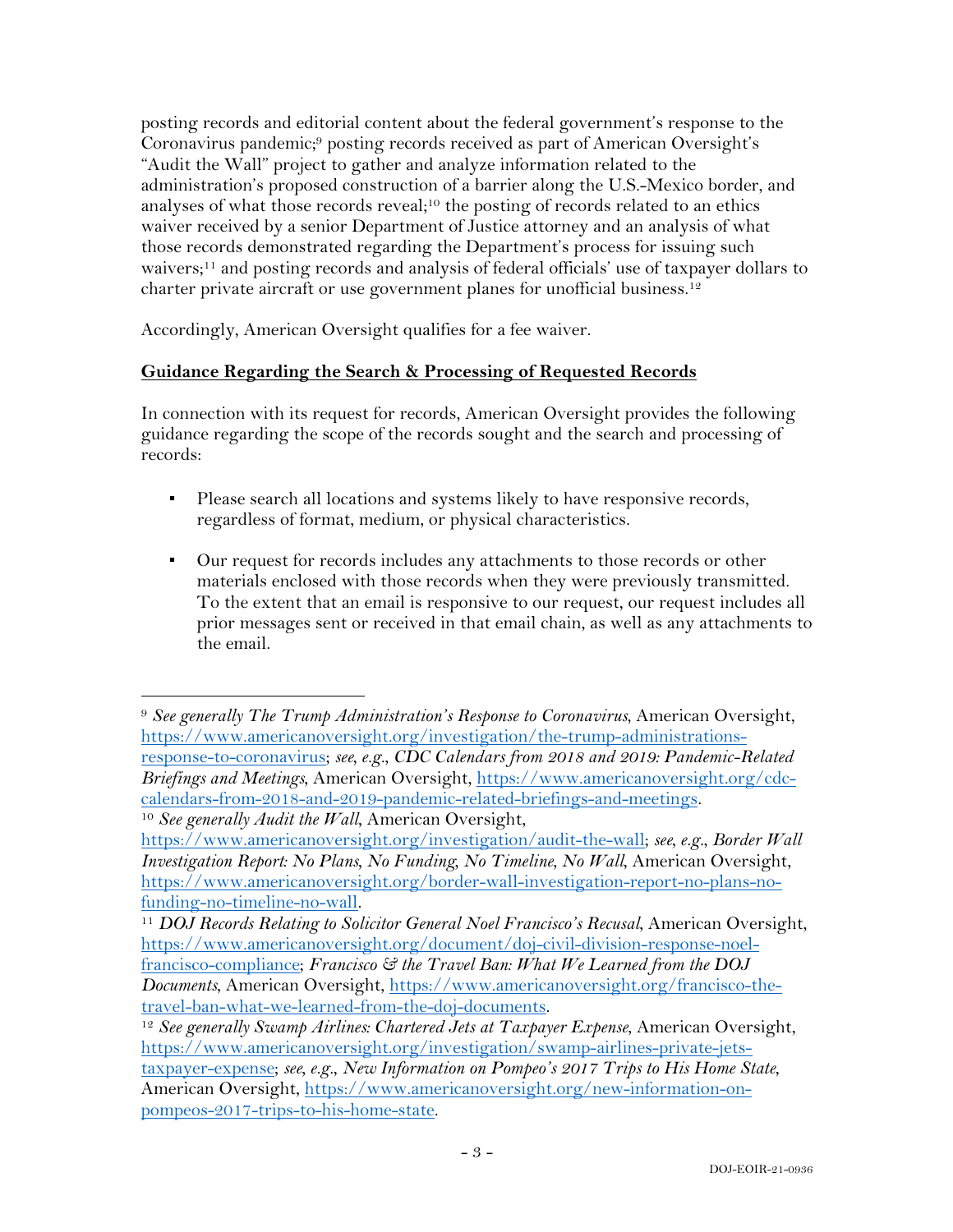posting records and editorial content about the federal government's response to the Coronavirus pandemic;[9] posting records received as part of American Oversight's "Audit the Wall" project to gather and analyze information related to the administration's proposed construction of a barrier along the U.S.-Mexico border, and analyses of what those records reveal;[10] the posting of records related to an ethics waiver received by a senior Department of Justice attorney and an analysis of what those records demonstrated regarding the Department's process for issuing such waivers;[11] and posting records and analysis of federal officials' use of taxpayer dollars to charter private aircraft or use government planes for unofficial business.[12]

Accordingly, American Oversight qualifies for a fee waiver.

**Guidance Regarding the Search & Processing of Requested Records**

In connection with its request for records, American Oversight provides the following guidance regarding the scope of the records sought and the search and processing of records:

- Please search all locations and systems likely to have responsive records, regardless of format, medium, or physical characteristics.

- Our request for records includes any attachments to those records or other materials enclosed with those records when they were previously transmitted. To the extent that an email is responsive to our request, our request includes all prior messages sent or received in that email chain, as well as any attachments to the email.

---

[9] *See generally The Trump Administration's Response to Coronavirus*, American Oversight, https://www.americanoversight.org/investigation/the-trump-administrations-response-to-coronavirus; *see, e.g.*, *CDC Calendars from 2018 and 2019: Pandemic-Related Briefings and Meetings*, American Oversight, https://www.americanoversight.org/cdc-calendars-from-2018-and-2019-pandemic-related-briefings-and-meetings.

[10] *See generally Audit the Wall*, American Oversight, https://www.americanoversight.org/investigation/audit-the-wall; *see, e.g.*, *Border Wall Investigation Report: No Plans, No Funding, No Timeline, No Wall*, American Oversight, https://www.americanoversight.org/border-wall-investigation-report-no-plans-no-funding-no-timeline-no-wall.

[11] *DOJ Records Relating to Solicitor General Noel Francisco's Recusal*, American Oversight, https://www.americanoversight.org/document/doj-civil-division-response-noel-francisco-compliance; *Francisco & the Travel Ban: What We Learned from the DOJ Documents*, American Oversight, https://www.americanoversight.org/francisco-the-travel-ban-what-we-learned-from-the-doj-documents.

[12] *See generally Swamp Airlines: Chartered Jets at Taxpayer Expense*, American Oversight, https://www.americanoversight.org/investigation/swamp-airlines-private-jets-taxpayer-expense; *see, e.g.*, *New Information on Pompeo's 2017 Trips to His Home State*, American Oversight, https://www.americanoversight.org/new-information-on-pompeos-2017-trips-to-his-home-state.

DOJ-EOIR-21-0936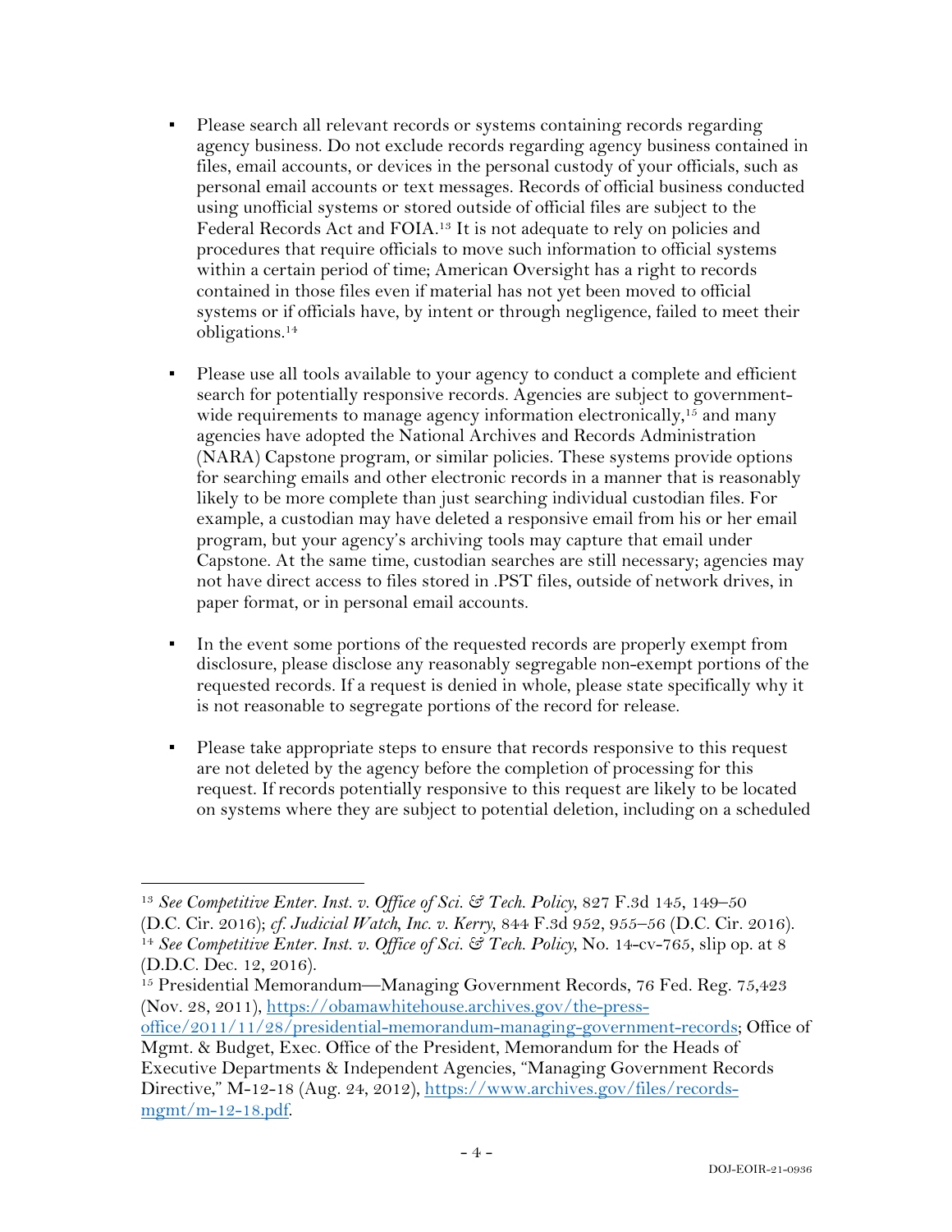- Please search all relevant records or systems containing records regarding agency business. Do not exclude records regarding agency business contained in files, email accounts, or devices in the personal custody of your officials, such as personal email accounts or text messages. Records of official business conducted using unofficial systems or stored outside of official files are subject to the Federal Records Act and FOIA.[13] It is not adequate to rely on policies and procedures that require officials to move such information to official systems within a certain period of time; American Oversight has a right to records contained in those files even if material has not yet been moved to official systems or if officials have, by intent or through negligence, failed to meet their obligations.[14]

- Please use all tools available to your agency to conduct a complete and efficient search for potentially responsive records. Agencies are subject to government-wide requirements to manage agency information electronically,[15] and many agencies have adopted the National Archives and Records Administration (NARA) Capstone program, or similar policies. These systems provide options for searching emails and other electronic records in a manner that is reasonably likely to be more complete than just searching individual custodian files. For example, a custodian may have deleted a responsive email from his or her email program, but your agency's archiving tools may capture that email under Capstone. At the same time, custodian searches are still necessary; agencies may not have direct access to files stored in .PST files, outside of network drives, in paper format, or in personal email accounts.

- In the event some portions of the requested records are properly exempt from disclosure, please disclose any reasonably segregable non-exempt portions of the requested records. If a request is denied in whole, please state specifically why it is not reasonable to segregate portions of the record for release.

- Please take appropriate steps to ensure that records responsive to this request are not deleted by the agency before the completion of processing for this request. If records potentially responsive to this request are likely to be located on systems where they are subject to potential deletion, including on a scheduled

---

[13] *See Competitive Enter. Inst. v. Office of Sci. & Tech. Policy*, 827 F.3d 145, 149–50 (D.C. Cir. 2016); *cf. Judicial Watch, Inc. v. Kerry*, 844 F.3d 952, 955–56 (D.C. Cir. 2016).

[14] *See Competitive Enter. Inst. v. Office of Sci. & Tech. Policy*, No. 14-cv-765, slip op. at 8 (D.D.C. Dec. 12, 2016).

[15] Presidential Memorandum—Managing Government Records, 76 Fed. Reg. 75,423 (Nov. 28, 2011), https://obamawhitehouse.archives.gov/the-press-office/2011/11/28/presidential-memorandum-managing-government-records; Office of Mgmt. & Budget, Exec. Office of the President, Memorandum for the Heads of Executive Departments & Independent Agencies, "Managing Government Records Directive," M-12-18 (Aug. 24, 2012), https://www.archives.gov/files/records-mgmt/m-12-18.pdf.

DOJ-EOIR-21-0936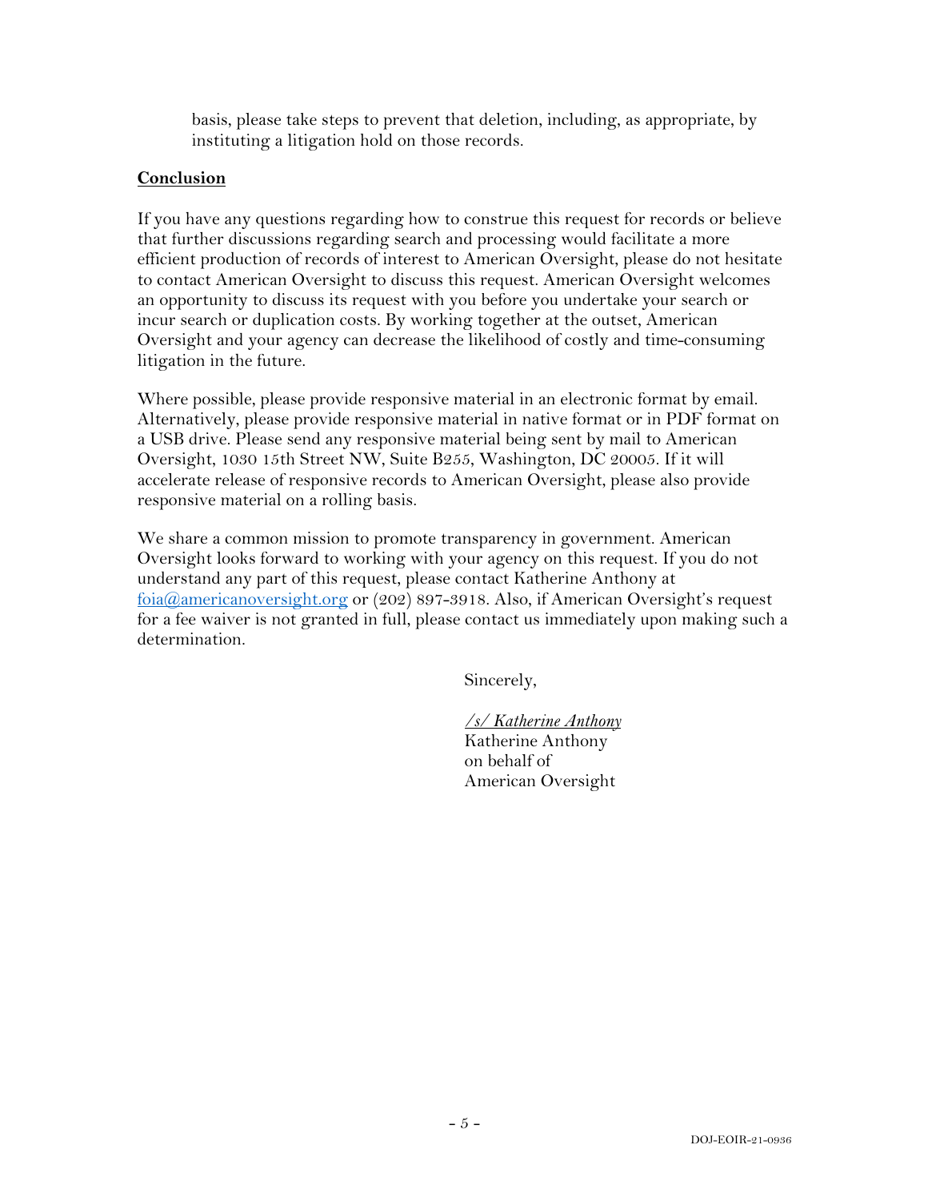basis, please take steps to prevent that deletion, including, as appropriate, by instituting a litigation hold on those records.

## Conclusion

If you have any questions regarding how to construe this request for records or believe that further discussions regarding search and processing would facilitate a more efficient production of records of interest to American Oversight, please do not hesitate to contact American Oversight to discuss this request. American Oversight welcomes an opportunity to discuss its request with you before you undertake your search or incur search or duplication costs. By working together at the outset, American Oversight and your agency can decrease the likelihood of costly and time-consuming litigation in the future.

Where possible, please provide responsive material in an electronic format by email. Alternatively, please provide responsive material in native format or in PDF format on a USB drive. Please send any responsive material being sent by mail to American Oversight, 1030 15th Street NW, Suite B255, Washington, DC 20005. If it will accelerate release of responsive records to American Oversight, please also provide responsive material on a rolling basis.

We share a common mission to promote transparency in government. American Oversight looks forward to working with your agency on this request. If you do not understand any part of this request, please contact Katherine Anthony at foia@americanoversight.org or (202) 897-3918. Also, if American Oversight's request for a fee waiver is not granted in full, please contact us immediately upon making such a determination.

Sincerely,

*/s/ Katherine Anthony*
Katherine Anthony
on behalf of
American Oversight

DOJ-EOIR-21-0936